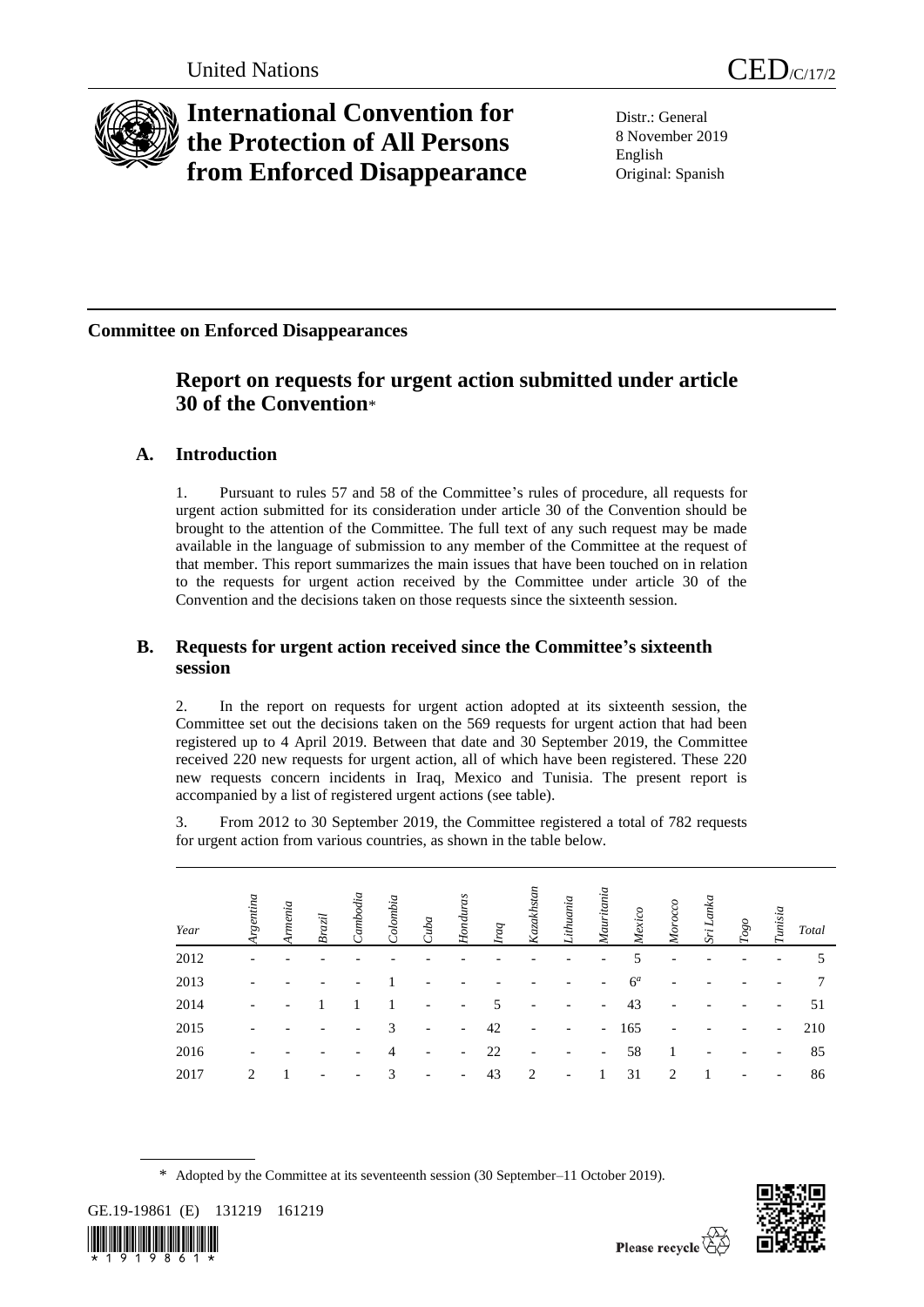United Nations CED/C/17/2

# International Convention for the Protection of All Persons from Enforced Disappearance

Distr.: General
8 November 2019
English
Original: Spanish

**Committee on Enforced Disappearances**

## Report on requests for urgent action submitted under article 30 of the Convention*

### A. Introduction

1. Pursuant to rules 57 and 58 of the Committee's rules of procedure, all requests for urgent action submitted for its consideration under article 30 of the Convention should be brought to the attention of the Committee. The full text of any such request may be made available in the language of submission to any member of the Committee at the request of that member. This report summarizes the main issues that have been touched on in relation to the requests for urgent action received by the Committee under article 30 of the Convention and the decisions taken on those requests since the sixteenth session.

### B. Requests for urgent action received since the Committee's sixteenth session

2. In the report on requests for urgent action adopted at its sixteenth session, the Committee set out the decisions taken on the 569 requests for urgent action that had been registered up to 4 April 2019. Between that date and 30 September 2019, the Committee received 220 new requests for urgent action, all of which have been registered. These 220 new requests concern incidents in Iraq, Mexico and Tunisia. The present report is accompanied by a list of registered urgent actions (see table).

3. From 2012 to 30 September 2019, the Committee registered a total of 782 requests for urgent action from various countries, as shown in the table below.

| *Year* | *Argentina* | *Armenia* | *Brazil* | *Cambodia* | *Colombia* | *Cuba* | *Honduras* | *Iraq* | *Kazakhstan* | *Lithuania* | *Mauritania* | *Mexico* | *Morocco* | *Sri Lanka* | *Togo* | *Tunisia* | *Total* |
|---|---|---|---|---|---|---|---|---|---|---|---|---|---|---|---|---|---|
| 2012 | - | - | - | - | - | - | - | - | - | - | - | 5 | - | - | - | - | 5 |
| 2013 | - | - | - | - | 1 | - | - | - | - | - | - | 6[a] | - | - | - | - | 7 |
| 2014 | - | - | 1 | 1 | 1 | - | - | 5 | - | - | - | 43 | - | - | - | - | 51 |
| 2015 | - | - | - | - | 3 | - | - | 42 | - | - | - | 165 | - | - | - | - | 210 |
| 2016 | - | - | - | - | 4 | - | - | 22 | - | - | - | 58 | 1 | - | - | - | 85 |
| 2017 | 2 | 1 | - | - | 3 | - | - | 43 | 2 | - | 1 | 31 | 2 | 1 | - | - | 86 |

\* Adopted by the Committee at its seventeenth session (30 September–11 October 2019).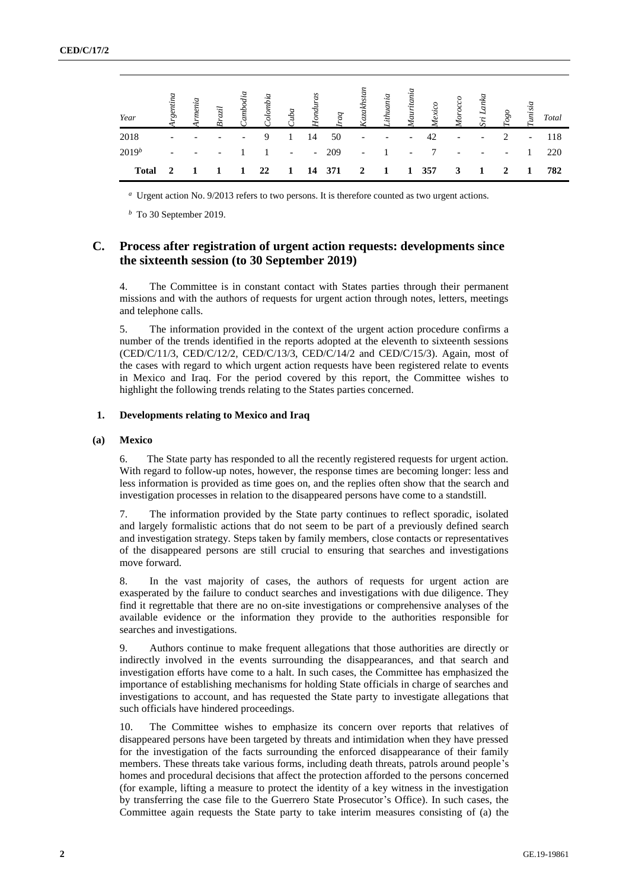| Year | Argentina | Armenia | Brazil | Cambodia | Colombia | Cuba | Honduras | Iraq | Kazakhstan | Lithuania | Mauritania | Mexico | Morocco | Sri Lanka | Togo | Tunisia | Total |
|---|---|---|---|---|---|---|---|---|---|---|---|---|---|---|---|---|---|
| 2018 | - | - | - | - | 9 | 1 | 14 | 50 | - | - | - | 42 | - | - | 2 | - | 118 |
| 2019[b] | - | - | - | 1 | 1 | - | - | 209 | - | 1 | - | 7 | - | - | - | 1 | 220 |
| **Total** | **2** | **1** | **1** | **1** | **22** | **1** | **14** | **371** | **2** | **1** | **1** | **357** | **3** | **1** | **2** | **1** | **782** |

[a] Urgent action No. 9/2013 refers to two persons. It is therefore counted as two urgent actions.

[b] To 30 September 2019.

## C. Process after registration of urgent action requests: developments since the sixteenth session (to 30 September 2019)

4. The Committee is in constant contact with States parties through their permanent missions and with the authors of requests for urgent action through notes, letters, meetings and telephone calls.

5. The information provided in the context of the urgent action procedure confirms a number of the trends identified in the reports adopted at the eleventh to sixteenth sessions (CED/C/11/3, CED/C/12/2, CED/C/13/3, CED/C/14/2 and CED/C/15/3). Again, most of the cases with regard to which urgent action requests have been registered relate to events in Mexico and Iraq. For the period covered by this report, the Committee wishes to highlight the following trends relating to the States parties concerned.

### 1. Developments relating to Mexico and Iraq

#### (a) Mexico

6. The State party has responded to all the recently registered requests for urgent action. With regard to follow-up notes, however, the response times are becoming longer: less and less information is provided as time goes on, and the replies often show that the search and investigation processes in relation to the disappeared persons have come to a standstill.

7. The information provided by the State party continues to reflect sporadic, isolated and largely formalistic actions that do not seem to be part of a previously defined search and investigation strategy. Steps taken by family members, close contacts or representatives of the disappeared persons are still crucial to ensuring that searches and investigations move forward.

8. In the vast majority of cases, the authors of requests for urgent action are exasperated by the failure to conduct searches and investigations with due diligence. They find it regrettable that there are no on-site investigations or comprehensive analyses of the available evidence or the information they provide to the authorities responsible for searches and investigations.

9. Authors continue to make frequent allegations that those authorities are directly or indirectly involved in the events surrounding the disappearances, and that search and investigation efforts have come to a halt. In such cases, the Committee has emphasized the importance of establishing mechanisms for holding State officials in charge of searches and investigations to account, and has requested the State party to investigate allegations that such officials have hindered proceedings.

10. The Committee wishes to emphasize its concern over reports that relatives of disappeared persons have been targeted by threats and intimidation when they have pressed for the investigation of the facts surrounding the enforced disappearance of their family members. These threats take various forms, including death threats, patrols around people's homes and procedural decisions that affect the protection afforded to the persons concerned (for example, lifting a measure to protect the identity of a key witness in the investigation by transferring the case file to the Guerrero State Prosecutor's Office). In such cases, the Committee again requests the State party to take interim measures consisting of (a) the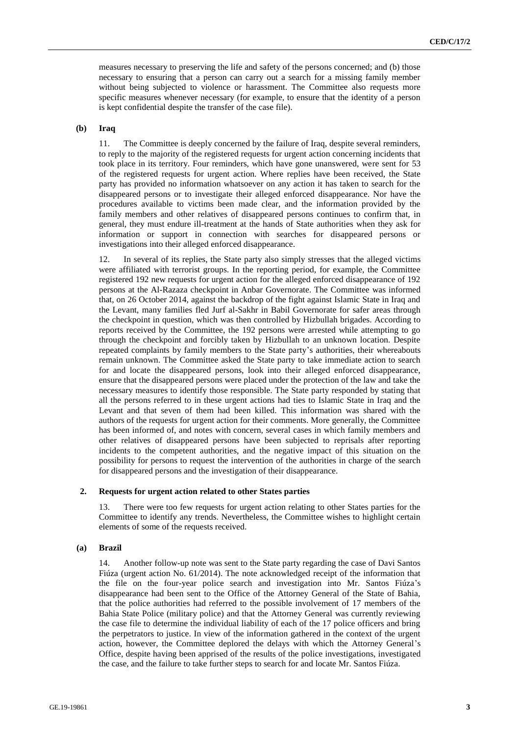measures necessary to preserving the life and safety of the persons concerned; and (b) those necessary to ensuring that a person can carry out a search for a missing family member without being subjected to violence or harassment. The Committee also requests more specific measures whenever necessary (for example, to ensure that the identity of a person is kept confidential despite the transfer of the case file).

### (b) Iraq

11. The Committee is deeply concerned by the failure of Iraq, despite several reminders, to reply to the majority of the registered requests for urgent action concerning incidents that took place in its territory. Four reminders, which have gone unanswered, were sent for 53 of the registered requests for urgent action. Where replies have been received, the State party has provided no information whatsoever on any action it has taken to search for the disappeared persons or to investigate their alleged enforced disappearance. Nor have the procedures available to victims been made clear, and the information provided by the family members and other relatives of disappeared persons continues to confirm that, in general, they must endure ill-treatment at the hands of State authorities when they ask for information or support in connection with searches for disappeared persons or investigations into their alleged enforced disappearance.

12. In several of its replies, the State party also simply stresses that the alleged victims were affiliated with terrorist groups. In the reporting period, for example, the Committee registered 192 new requests for urgent action for the alleged enforced disappearance of 192 persons at the Al-Razaza checkpoint in Anbar Governorate. The Committee was informed that, on 26 October 2014, against the backdrop of the fight against Islamic State in Iraq and the Levant, many families fled Jurf al-Sakhr in Babil Governorate for safer areas through the checkpoint in question, which was then controlled by Hizbullah brigades. According to reports received by the Committee, the 192 persons were arrested while attempting to go through the checkpoint and forcibly taken by Hizbullah to an unknown location. Despite repeated complaints by family members to the State party's authorities, their whereabouts remain unknown. The Committee asked the State party to take immediate action to search for and locate the disappeared persons, look into their alleged enforced disappearance, ensure that the disappeared persons were placed under the protection of the law and take the necessary measures to identify those responsible. The State party responded by stating that all the persons referred to in these urgent actions had ties to Islamic State in Iraq and the Levant and that seven of them had been killed. This information was shared with the authors of the requests for urgent action for their comments. More generally, the Committee has been informed of, and notes with concern, several cases in which family members and other relatives of disappeared persons have been subjected to reprisals after reporting incidents to the competent authorities, and the negative impact of this situation on the possibility for persons to request the intervention of the authorities in charge of the search for disappeared persons and the investigation of their disappearance.

## 2. Requests for urgent action related to other States parties

13. There were too few requests for urgent action relating to other States parties for the Committee to identify any trends. Nevertheless, the Committee wishes to highlight certain elements of some of the requests received.

### (a) Brazil

14. Another follow-up note was sent to the State party regarding the case of Davi Santos Fiúza (urgent action No. 61/2014). The note acknowledged receipt of the information that the file on the four-year police search and investigation into Mr. Santos Fiúza's disappearance had been sent to the Office of the Attorney General of the State of Bahia, that the police authorities had referred to the possible involvement of 17 members of the Bahia State Police (military police) and that the Attorney General was currently reviewing the case file to determine the individual liability of each of the 17 police officers and bring the perpetrators to justice. In view of the information gathered in the context of the urgent action, however, the Committee deplored the delays with which the Attorney General's Office, despite having been apprised of the results of the police investigations, investigated the case, and the failure to take further steps to search for and locate Mr. Santos Fiúza.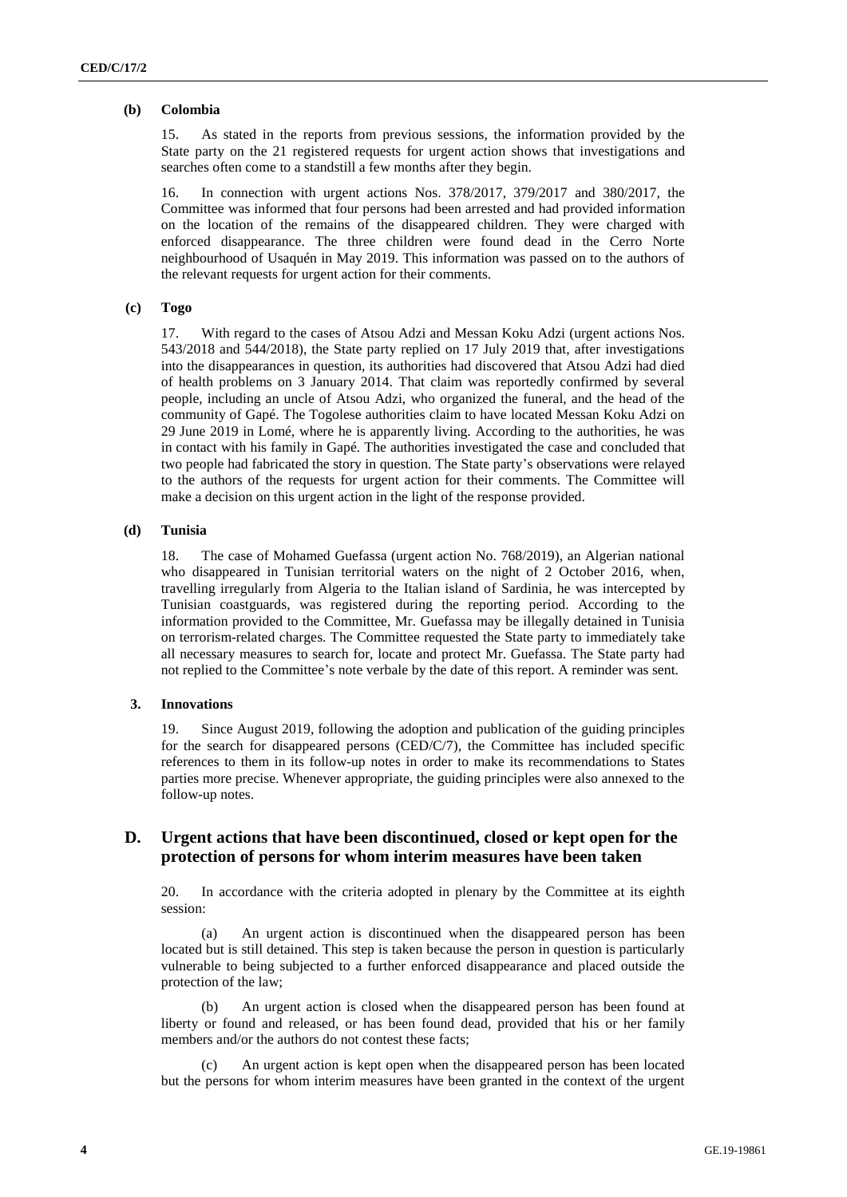**(b) Colombia**

15. As stated in the reports from previous sessions, the information provided by the State party on the 21 registered requests for urgent action shows that investigations and searches often come to a standstill a few months after they begin.

16. In connection with urgent actions Nos. 378/2017, 379/2017 and 380/2017, the Committee was informed that four persons had been arrested and had provided information on the location of the remains of the disappeared children. They were charged with enforced disappearance. The three children were found dead in the Cerro Norte neighbourhood of Usaquén in May 2019. This information was passed on to the authors of the relevant requests for urgent action for their comments.

**(c) Togo**

17. With regard to the cases of Atsou Adzi and Messan Koku Adzi (urgent actions Nos. 543/2018 and 544/2018), the State party replied on 17 July 2019 that, after investigations into the disappearances in question, its authorities had discovered that Atsou Adzi had died of health problems on 3 January 2014. That claim was reportedly confirmed by several people, including an uncle of Atsou Adzi, who organized the funeral, and the head of the community of Gapé. The Togolese authorities claim to have located Messan Koku Adzi on 29 June 2019 in Lomé, where he is apparently living. According to the authorities, he was in contact with his family in Gapé. The authorities investigated the case and concluded that two people had fabricated the story in question. The State party's observations were relayed to the authors of the requests for urgent action for their comments. The Committee will make a decision on this urgent action in the light of the response provided.

**(d) Tunisia**

18. The case of Mohamed Guefassa (urgent action No. 768/2019), an Algerian national who disappeared in Tunisian territorial waters on the night of 2 October 2016, when, travelling irregularly from Algeria to the Italian island of Sardinia, he was intercepted by Tunisian coastguards, was registered during the reporting period. According to the information provided to the Committee, Mr. Guefassa may be illegally detained in Tunisia on terrorism-related charges. The Committee requested the State party to immediately take all necessary measures to search for, locate and protect Mr. Guefassa. The State party had not replied to the Committee's note verbale by the date of this report. A reminder was sent.

### 3. Innovations

19. Since August 2019, following the adoption and publication of the guiding principles for the search for disappeared persons (CED/C/7), the Committee has included specific references to them in its follow-up notes in order to make its recommendations to States parties more precise. Whenever appropriate, the guiding principles were also annexed to the follow-up notes.

## D. Urgent actions that have been discontinued, closed or kept open for the protection of persons for whom interim measures have been taken

20. In accordance with the criteria adopted in plenary by the Committee at its eighth session:

(a) An urgent action is discontinued when the disappeared person has been located but is still detained. This step is taken because the person in question is particularly vulnerable to being subjected to a further enforced disappearance and placed outside the protection of the law;

(b) An urgent action is closed when the disappeared person has been found at liberty or found and released, or has been found dead, provided that his or her family members and/or the authors do not contest these facts;

(c) An urgent action is kept open when the disappeared person has been located but the persons for whom interim measures have been granted in the context of the urgent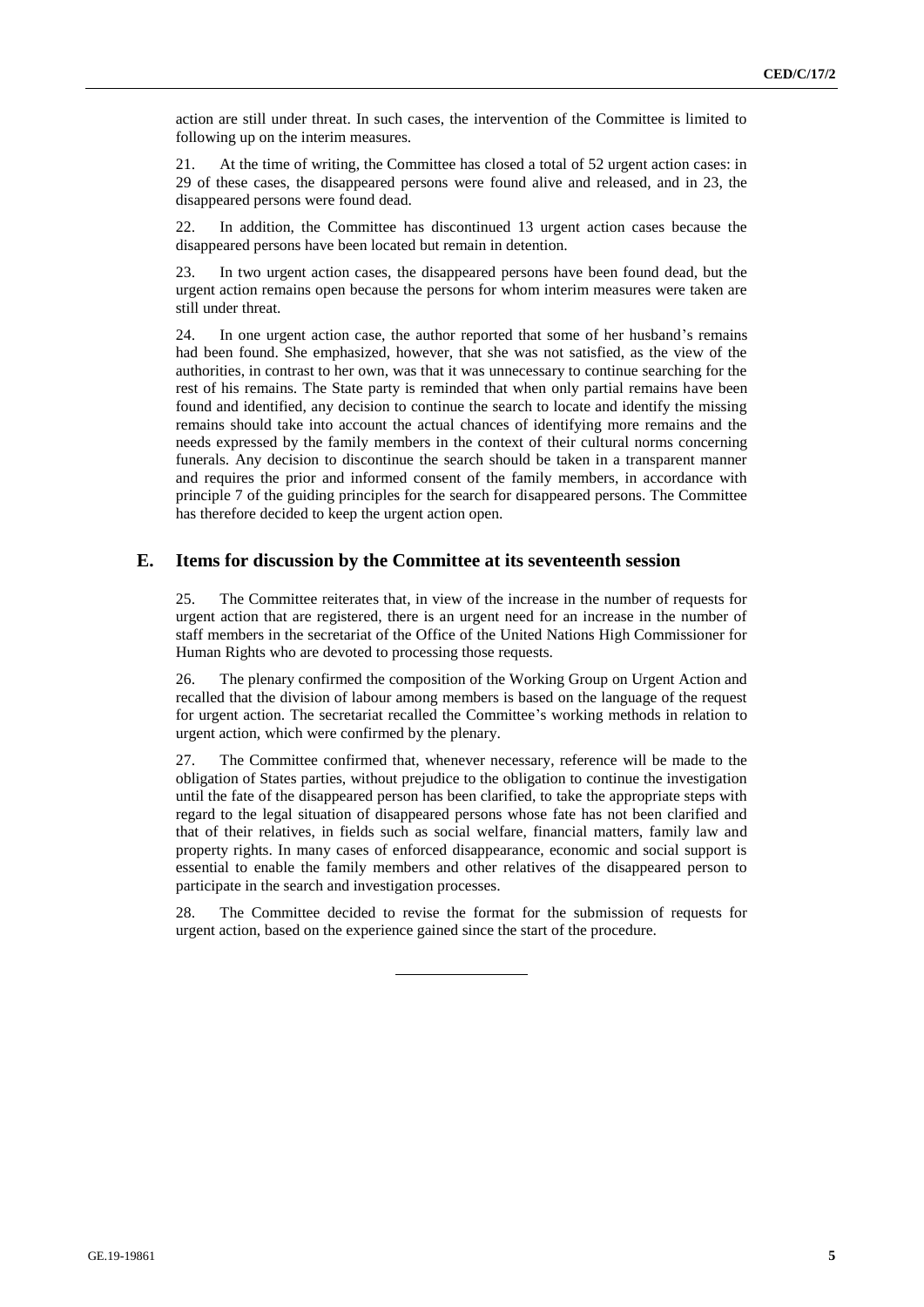action are still under threat. In such cases, the intervention of the Committee is limited to following up on the interim measures.

21. At the time of writing, the Committee has closed a total of 52 urgent action cases: in 29 of these cases, the disappeared persons were found alive and released, and in 23, the disappeared persons were found dead.

22. In addition, the Committee has discontinued 13 urgent action cases because the disappeared persons have been located but remain in detention.

23. In two urgent action cases, the disappeared persons have been found dead, but the urgent action remains open because the persons for whom interim measures were taken are still under threat.

24. In one urgent action case, the author reported that some of her husband's remains had been found. She emphasized, however, that she was not satisfied, as the view of the authorities, in contrast to her own, was that it was unnecessary to continue searching for the rest of his remains. The State party is reminded that when only partial remains have been found and identified, any decision to continue the search to locate and identify the missing remains should take into account the actual chances of identifying more remains and the needs expressed by the family members in the context of their cultural norms concerning funerals. Any decision to discontinue the search should be taken in a transparent manner and requires the prior and informed consent of the family members, in accordance with principle 7 of the guiding principles for the search for disappeared persons. The Committee has therefore decided to keep the urgent action open.

## E. Items for discussion by the Committee at its seventeenth session

25. The Committee reiterates that, in view of the increase in the number of requests for urgent action that are registered, there is an urgent need for an increase in the number of staff members in the secretariat of the Office of the United Nations High Commissioner for Human Rights who are devoted to processing those requests.

26. The plenary confirmed the composition of the Working Group on Urgent Action and recalled that the division of labour among members is based on the language of the request for urgent action. The secretariat recalled the Committee's working methods in relation to urgent action, which were confirmed by the plenary.

27. The Committee confirmed that, whenever necessary, reference will be made to the obligation of States parties, without prejudice to the obligation to continue the investigation until the fate of the disappeared person has been clarified, to take the appropriate steps with regard to the legal situation of disappeared persons whose fate has not been clarified and that of their relatives, in fields such as social welfare, financial matters, family law and property rights. In many cases of enforced disappearance, economic and social support is essential to enable the family members and other relatives of the disappeared person to participate in the search and investigation processes.

28. The Committee decided to revise the format for the submission of requests for urgent action, based on the experience gained since the start of the procedure.